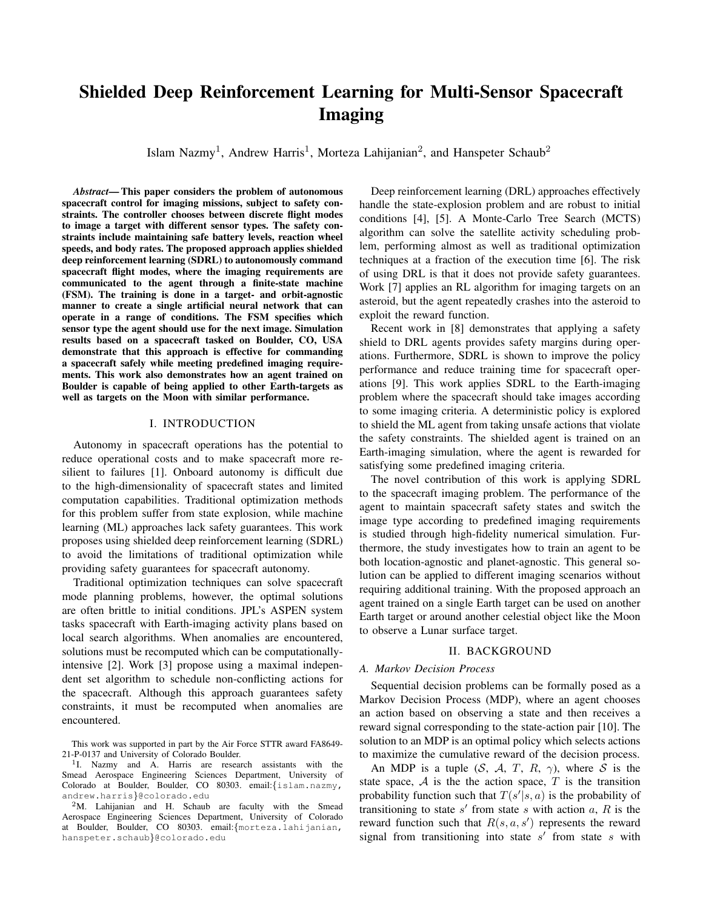# Shielded Deep Reinforcement Learning for Multi-Sensor Spacecraft Imaging

Islam Nazmy[1], Andrew Harris[1], Morteza Lahijanian[2], and Hanspeter Schaub[2]

***Abstract*— This paper considers the problem of autonomous spacecraft control for imaging missions, subject to safety constraints. The controller chooses between discrete flight modes to image a target with different sensor types. The safety constraints include maintaining safe battery levels, reaction wheel speeds, and body rates. The proposed approach applies shielded deep reinforcement learning (SDRL) to autonomously command spacecraft flight modes, where the imaging requirements are communicated to the agent through a finite-state machine (FSM). The training is done in a target- and orbit-agnostic manner to create a single artificial neural network that can operate in a range of conditions. The FSM specifies which sensor type the agent should use for the next image. Simulation results based on a spacecraft tasked on Boulder, CO, USA demonstrate that this approach is effective for commanding a spacecraft safely while meeting predefined imaging requirements. This work also demonstrates how an agent trained on Boulder is capable of being applied to other Earth-targets as well as targets on the Moon with similar performance.**

## I. INTRODUCTION

Autonomy in spacecraft operations has the potential to reduce operational costs and to make spacecraft more resilient to failures [1]. Onboard autonomy is difficult due to the high-dimensionality of spacecraft states and limited computation capabilities. Traditional optimization methods for this problem suffer from state explosion, while machine learning (ML) approaches lack safety guarantees. This work proposes using shielded deep reinforcement learning (SDRL) to avoid the limitations of traditional optimization while providing safety guarantees for spacecraft autonomy.

Traditional optimization techniques can solve spacecraft mode planning problems, however, the optimal solutions are often brittle to initial conditions. JPL's ASPEN system tasks spacecraft with Earth-imaging activity plans based on local search algorithms. When anomalies are encountered, solutions must be recomputed which can be computationally-intensive [2]. Work [3] propose using a maximal independent set algorithm to schedule non-conflicting actions for the spacecraft. Although this approach guarantees safety constraints, it must be recomputed when anomalies are encountered.

Deep reinforcement learning (DRL) approaches effectively handle the state-explosion problem and are robust to initial conditions [4], [5]. A Monte-Carlo Tree Search (MCTS) algorithm can solve the satellite activity scheduling problem, performing almost as well as traditional optimization techniques at a fraction of the execution time [6]. The risk of using DRL is that it does not provide safety guarantees. Work [7] applies an RL algorithm for imaging targets on an asteroid, but the agent repeatedly crashes into the asteroid to exploit the reward function.

Recent work in [8] demonstrates that applying a safety shield to DRL agents provides safety margins during operations. Furthermore, SDRL is shown to improve the policy performance and reduce training time for spacecraft operations [9]. This work applies SDRL to the Earth-imaging problem where the spacecraft should take images according to some imaging criteria. A deterministic policy is explored to shield the ML agent from taking unsafe actions that violate the safety constraints. The shielded agent is trained on an Earth-imaging simulation, where the agent is rewarded for satisfying some predefined imaging criteria.

The novel contribution of this work is applying SDRL to the spacecraft imaging problem. The performance of the agent to maintain spacecraft safety states and switch the image type according to predefined imaging requirements is studied through high-fidelity numerical simulation. Furthermore, the study investigates how to train an agent to be both location-agnostic and planet-agnostic. This general solution can be applied to different imaging scenarios without requiring additional training. With the proposed approach an agent trained on a single Earth target can be used on another Earth target or around another celestial object like the Moon to observe a Lunar surface target.

## II. BACKGROUND

### *A. Markov Decision Process*

Sequential decision problems can be formally posed as a Markov Decision Process (MDP), where an agent chooses an action based on observing a state and then receives a reward signal corresponding to the state-action pair [10]. The solution to an MDP is an optimal policy which selects actions to maximize the cumulative reward of the decision process.

An MDP is a tuple ($\mathcal{S}$, $\mathcal{A}$, $T$, $R$, $\gamma$), where $\mathcal{S}$ is the state space, $\mathcal{A}$ is the the action space, $T$ is the transition probability function such that $T(s'|s,a)$ is the probability of transitioning to state $s'$ from state $s$ with action $a$, $R$ is the reward function such that $R(s,a,s')$ represents the reward signal from transitioning into state $s'$ from state $s$ with

---

This work was supported in part by the Air Force STTR award FA8649-21-P-0137 and University of Colorado Boulder.

[1] I. Nazmy and A. Harris are research assistants with the Smead Aerospace Engineering Sciences Department, University of Colorado at Boulder, Boulder, CO 80303. email:{islam.nazmy, andrew.harris}@colorado.edu

[2] M. Lahijanian and H. Schaub are faculty with the Smead Aerospace Engineering Sciences Department, University of Colorado at Boulder, Boulder, CO 80303. email:{morteza.lahijanian, hanspeter.schaub}@colorado.edu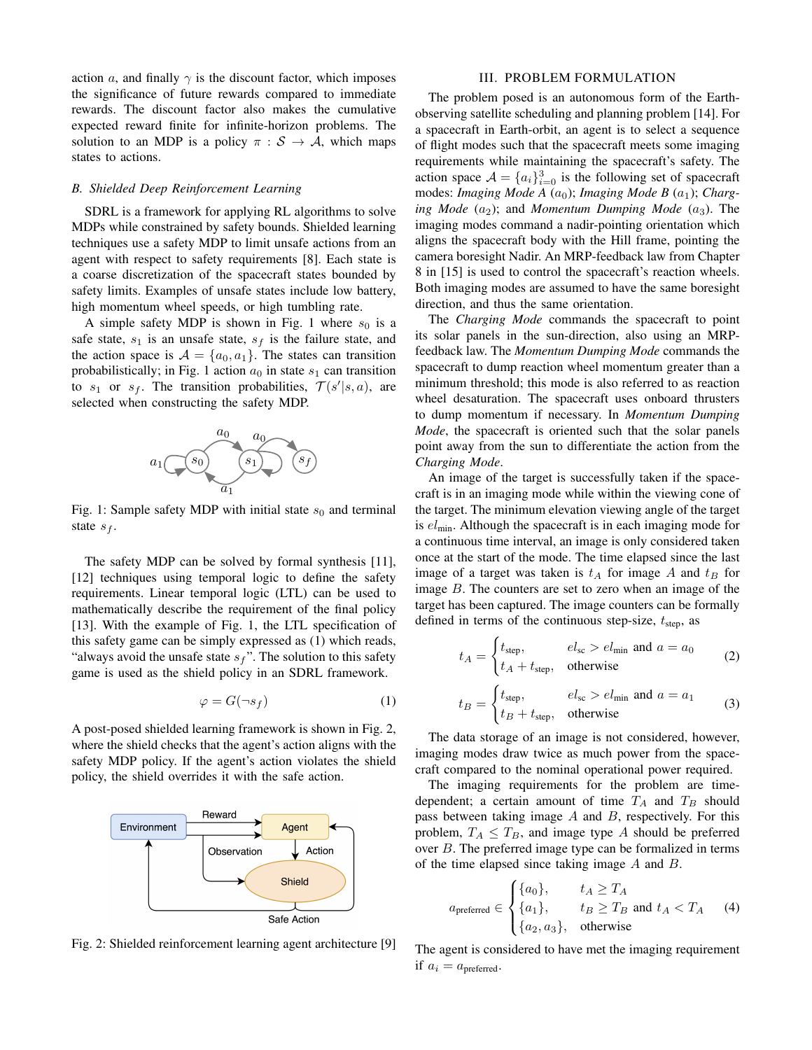action $a$, and finally $\gamma$ is the discount factor, which imposes the significance of future rewards compared to immediate rewards. The discount factor also makes the cumulative expected reward finite for infinite-horizon problems. The solution to an MDP is a policy $\pi : \mathcal{S} \rightarrow \mathcal{A}$, which maps states to actions.

### B. Shielded Deep Reinforcement Learning

SDRL is a framework for applying RL algorithms to solve MDPs while constrained by safety bounds. Shielded learning techniques use a safety MDP to limit unsafe actions from an agent with respect to safety requirements [8]. Each state is a coarse discretization of the spacecraft states bounded by safety limits. Examples of unsafe states include low battery, high momentum wheel speeds, or high tumbling rate.

A simple safety MDP is shown in Fig. 1 where $s_0$ is a safe state, $s_1$ is an unsafe state, $s_f$ is the failure state, and the action space is $\mathcal{A} = \{a_0, a_1\}$. The states can transition probabilistically; in Fig. 1 action $a_0$ in state $s_1$ can transition to $s_1$ or $s_f$. The transition probabilities, $\mathcal{T}(s'|s, a)$, are selected when constructing the safety MDP.

Fig. 1: Sample safety MDP with initial state $s_0$ and terminal state $s_f$.

The safety MDP can be solved by formal synthesis [11], [12] techniques using temporal logic to define the safety requirements. Linear temporal logic (LTL) can be used to mathematically describe the requirement of the final policy [13]. With the example of Fig. 1, the LTL specification of this safety game can be simply expressed as (1) which reads, "always avoid the unsafe state $s_f$". The solution to this safety game is used as the shield policy in an SDRL framework.

$$\varphi = G(\neg s_f) \tag{1}$$

A post-posed shielded learning framework is shown in Fig. 2, where the shield checks that the agent's action aligns with the safety MDP policy. If the agent's action violates the shield policy, the shield overrides it with the safe action.

Fig. 2: Shielded reinforcement learning agent architecture [9]

## III. PROBLEM FORMULATION

The problem posed is an autonomous form of the Earth-observing satellite scheduling and planning problem [14]. For a spacecraft in Earth-orbit, an agent is to select a sequence of flight modes such that the spacecraft meets some imaging requirements while maintaining the spacecraft's safety. The action space $\mathcal{A} = \{a_i\}_{i=0}^{3}$ is the following set of spacecraft modes: *Imaging Mode A* ($a_0$); *Imaging Mode B* ($a_1$); *Charging Mode* ($a_2$); and *Momentum Dumping Mode* ($a_3$). The imaging modes command a nadir-pointing orientation which aligns the spacecraft body with the Hill frame, pointing the camera boresight Nadir. An MRP-feedback law from Chapter 8 in [15] is used to control the spacecraft's reaction wheels. Both imaging modes are assumed to have the same boresight direction, and thus the same orientation.

The *Charging Mode* commands the spacecraft to point its solar panels in the sun-direction, also using an MRP-feedback law. The *Momentum Dumping Mode* commands the spacecraft to dump reaction wheel momentum greater than a minimum threshold; this mode is also referred to as reaction wheel desaturation. The spacecraft uses onboard thrusters to dump momentum if necessary. In *Momentum Dumping Mode*, the spacecraft is oriented such that the solar panels point away from the sun to differentiate the action from the *Charging Mode*.

An image of the target is successfully taken if the spacecraft is in an imaging mode while within the viewing cone of the target. The minimum elevation viewing angle of the target is $el_{\text{min}}$. Although the spacecraft is in each imaging mode for a continuous time interval, an image is only considered taken once at the start of the mode. The time elapsed since the last image of a target was taken is $t_A$ and $t_B$ for image $A$ and image $B$. The counters are set to zero when an image of the target has been captured. The image counters can be formally defined in terms of the continuous step-size, $t_{\text{step}}$, as

$$t_A = \begin{cases} t_{\text{step}}, & el_{\text{sc}} > el_{\text{min}} \text{ and } a = a_0 \\ t_A + t_{\text{step}}, & \text{otherwise} \end{cases} \tag{2}$$

$$t_B = \begin{cases} t_{\text{step}}, & el_{\text{sc}} > el_{\text{min}} \text{ and } a = a_1 \\ t_B + t_{\text{step}}, & \text{otherwise} \end{cases} \tag{3}$$

The data storage of an image is not considered, however, imaging modes draw twice as much power from the spacecraft compared to the nominal operational power required.

The imaging requirements for the problem are time-dependent; a certain amount of time $T_A$ and $T_B$ should pass between taking image $A$ and $B$, respectively. For this problem, $T_A \leq T_B$, and image type $A$ should be preferred over $B$. The preferred image type can be formalized in terms of the time elapsed since taking image $A$ and $B$.

$$a_{\text{preferred}} \in \begin{cases} \{a_0\}, & t_A \geq T_A \\ \{a_1\}, & t_B \geq T_B \text{ and } t_A < T_A \\ \{a_2, a_3\}, & \text{otherwise} \end{cases} \tag{4}$$

The agent is considered to have met the imaging requirement if $a_i = a_{\text{preferred}}$.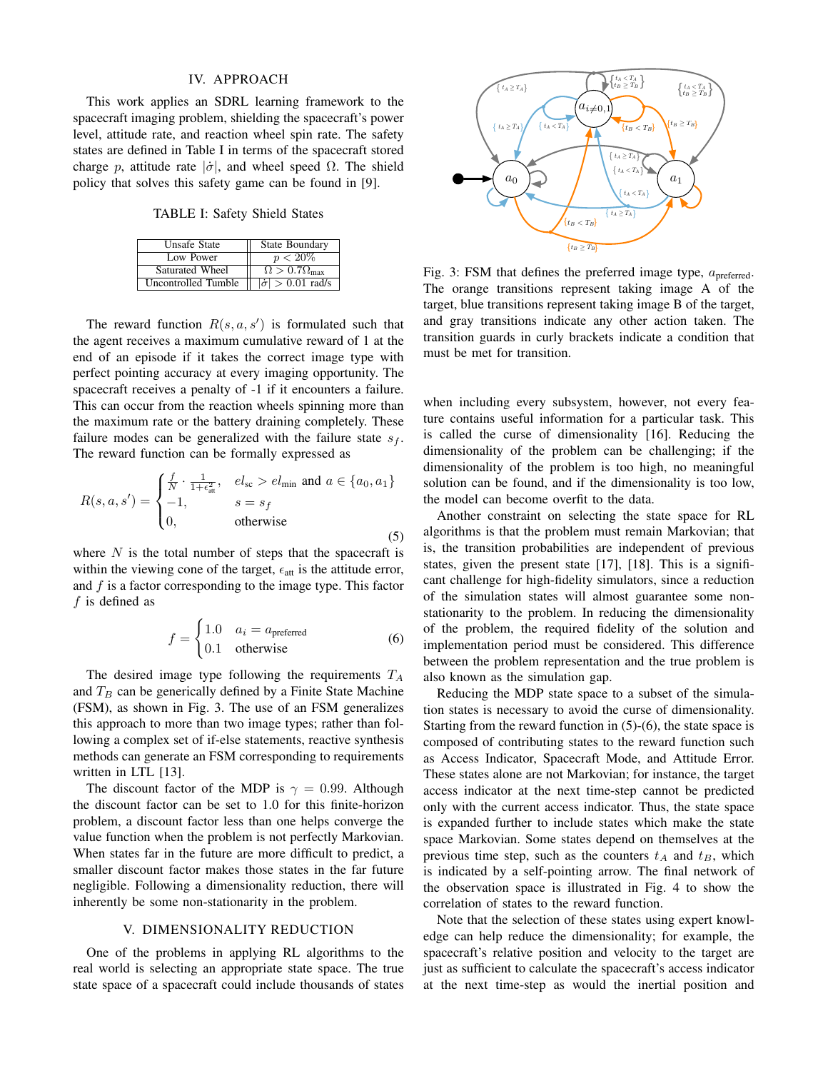## IV. APPROACH

This work applies an SDRL learning framework to the spacecraft imaging problem, shielding the spacecraft's power level, attitude rate, and reaction wheel spin rate. The safety states are defined in Table I in terms of the spacecraft stored charge $p$, attitude rate $|\dot{\sigma}|$, and wheel speed $\Omega$. The shield policy that solves this safety game can be found in [9].

TABLE I: Safety Shield States

| Unsafe State | State Boundary |
| --- | --- |
| Low Power | $p < 20\%$ |
| Saturated Wheel | $\Omega > 0.7\Omega_{\max}$ |
| Uncontrolled Tumble | $|\dot{\sigma}| > 0.01$ rad/s |

The reward function $R(s, a, s')$ is formulated such that the agent receives a maximum cumulative reward of 1 at the end of an episode if it takes the correct image type with perfect pointing accuracy at every imaging opportunity. The spacecraft receives a penalty of -1 if it encounters a failure. This can occur from the reaction wheels spinning more than the maximum rate or the battery draining completely. These failure modes can be generalized with the failure state $s_f$. The reward function can be formally expressed as

$$R(s, a, s') = \begin{cases} \frac{f}{N} \cdot \frac{1}{1+\epsilon_{\text{att}}^2}, & el_{\text{sc}} > el_{\text{min}} \text{ and } a \in \{a_0, a_1\} \\ -1, & s = s_f \\ 0, & \text{otherwise} \end{cases} \tag{5}$$

where $N$ is the total number of steps that the spacecraft is within the viewing cone of the target, $\epsilon_{\text{att}}$ is the attitude error, and $f$ is a factor corresponding to the image type. This factor $f$ is defined as

$$f = \begin{cases} 1.0 & a_i = a_{\text{preferred}} \\ 0.1 & \text{otherwise} \end{cases} \tag{6}$$

The desired image type following the requirements $T_A$ and $T_B$ can be generically defined by a Finite State Machine (FSM), as shown in Fig. 3. The use of an FSM generalizes this approach to more than two image types; rather than following a complex set of if-else statements, reactive synthesis methods can generate an FSM corresponding to requirements written in LTL [13].

The discount factor of the MDP is $\gamma = 0.99$. Although the discount factor can be set to 1.0 for this finite-horizon problem, a discount factor less than one helps converge the value function when the problem is not perfectly Markovian. When states far in the future are more difficult to predict, a smaller discount factor makes those states in the far future negligible. Following a dimensionality reduction, there will inherently be some non-stationarity in the problem.

Fig. 3: FSM that defines the preferred image type, $a_{\text{preferred}}$. The orange transitions represent taking image A of the target, blue transitions represent taking image B of the target, and gray transitions indicate any other action taken. The transition guards in curly brackets indicate a condition that must be met for transition.

## V. DIMENSIONALITY REDUCTION

One of the problems in applying RL algorithms to the real world is selecting an appropriate state space. The true state space of a spacecraft could include thousands of states when including every subsystem, however, not every feature contains useful information for a particular task. This is called the curse of dimensionality [16]. Reducing the dimensionality of the problem can be challenging; if the dimensionality of the problem is too high, no meaningful solution can be found, and if the dimensionality is too low, the model can become overfit to the data.

Another constraint on selecting the state space for RL algorithms is that the problem must remain Markovian; that is, the transition probabilities are independent of previous states, given the present state [17], [18]. This is a significant challenge for high-fidelity simulators, since a reduction of the simulation states will almost guarantee some non-stationarity to the problem. In reducing the dimensionality of the problem, the required fidelity of the solution and implementation period must be considered. This difference between the problem representation and the true problem is also known as the simulation gap.

Reducing the MDP state space to a subset of the simulation states is necessary to avoid the curse of dimensionality. Starting from the reward function in (5)-(6), the state space is composed of contributing states to the reward function such as Access Indicator, Spacecraft Mode, and Attitude Error. These states alone are not Markovian; for instance, the target access indicator at the next time-step cannot be predicted only with the current access indicator. Thus, the state space is expanded further to include states which make the state space Markovian. Some states depend on themselves at the previous time step, such as the counters $t_A$ and $t_B$, which is indicated by a self-pointing arrow. The final network of the observation space is illustrated in Fig. 4 to show the correlation of states to the reward function.

Note that the selection of these states using expert knowledge can help reduce the dimensionality; for example, the spacecraft's relative position and velocity to the target are just as sufficient to calculate the spacecraft's access indicator at the next time-step as would the inertial position and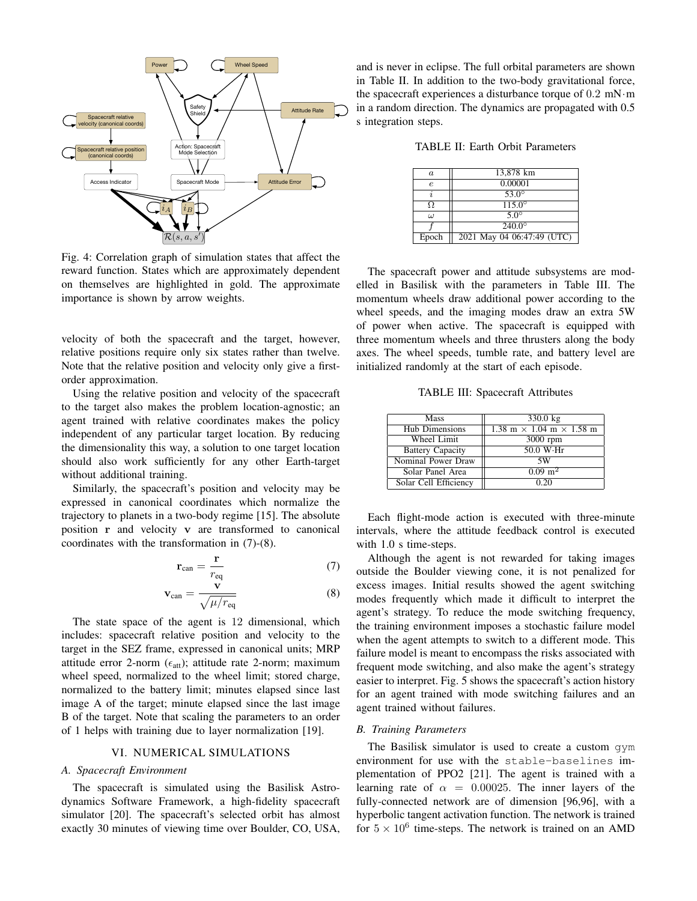Fig. 4: Correlation graph of simulation states that affect the reward function. States which are approximately dependent on themselves are highlighted in gold. The approximate importance is shown by arrow weights.

velocity of both the spacecraft and the target, however, relative positions require only six states rather than twelve. Note that the relative position and velocity only give a first-order approximation.

Using the relative position and velocity of the spacecraft to the target also makes the problem location-agnostic; an agent trained with relative coordinates makes the policy independent of any particular target location. By reducing the dimensionality this way, a solution to one target location should also work sufficiently for any other Earth-target without additional training.

Similarly, the spacecraft's position and velocity may be expressed in canonical coordinates which normalize the trajectory to planets in a two-body regime [15]. The absolute position $\mathbf{r}$ and velocity $\mathbf{v}$ are transformed to canonical coordinates with the transformation in (7)-(8).

$$\mathbf{r}_{\text{can}} = \frac{\mathbf{r}}{r_{\text{eq}}} \tag{7}$$

$$\mathbf{v}_{\text{can}} = \frac{\mathbf{v}}{\sqrt{\mu / r_{\text{eq}}}} \tag{8}$$

The state space of the agent is 12 dimensional, which includes: spacecraft relative position and velocity to the target in the SEZ frame, expressed in canonical units; MRP attitude error 2-norm ($\epsilon_{\text{att}}$); attitude rate 2-norm; maximum wheel speed, normalized to the wheel limit; stored charge, normalized to the battery limit; minutes elapsed since last image A of the target; minute elapsed since the last image B of the target. Note that scaling the parameters to an order of 1 helps with training due to layer normalization [19].

## VI. NUMERICAL SIMULATIONS

### A. Spacecraft Environment

The spacecraft is simulated using the Basilisk Astrodynamics Software Framework, a high-fidelity spacecraft simulator [20]. The spacecraft's selected orbit has almost exactly 30 minutes of viewing time over Boulder, CO, USA, and is never in eclipse. The full orbital parameters are shown in Table II. In addition to the two-body gravitational force, the spacecraft experiences a disturbance torque of $0.2$ mN·m in a random direction. The dynamics are propagated with 0.5 s integration steps.

TABLE II: Earth Orbit Parameters

| Parameter | Value |
|---|---|
| $a$ | 13,878 km |
| $e$ | 0.00001 |
| $i$ | 53.0° |
| $\Omega$ | 115.0° |
| $\omega$ | 5.0° |
| $f$ | 240.0° |
| Epoch | 2021 May 04 06:47:49 (UTC) |

The spacecraft power and attitude subsystems are modelled in Basilisk with the parameters in Table III. The momentum wheels draw additional power according to the wheel speeds, and the imaging modes draw an extra 5W of power when active. The spacecraft is equipped with three momentum wheels and three thrusters along the body axes. The wheel speeds, tumble rate, and battery level are initialized randomly at the start of each episode.

TABLE III: Spacecraft Attributes

| Attribute | Value |
|---|---|
| Mass | 330.0 kg |
| Hub Dimensions | 1.38 m × 1.04 m × 1.58 m |
| Wheel Limit | 3000 rpm |
| Battery Capacity | 50.0 W·Hr |
| Nominal Power Draw | 5W |
| Solar Panel Area | 0.09 m$^2$ |
| Solar Cell Efficiency | 0.20 |

Each flight-mode action is executed with three-minute intervals, where the attitude feedback control is executed with 1.0 s time-steps.

Although the agent is not rewarded for taking images outside the Boulder viewing cone, it is not penalized for excess images. Initial results showed the agent switching modes frequently which made it difficult to interpret the agent's strategy. To reduce the mode switching frequency, the training environment imposes a stochastic failure model when the agent attempts to switch to a different mode. This failure model is meant to encompass the risks associated with frequent mode switching, and also make the agent's strategy easier to interpret. Fig. 5 shows the spacecraft's action history for an agent trained with mode switching failures and an agent trained without failures.

### B. Training Parameters

The Basilisk simulator is used to create a custom `gym` environment for use with the `stable-baselines` implementation of PPO2 [21]. The agent is trained with a learning rate of $\alpha = 0.00025$. The inner layers of the fully-connected network are of dimension [96,96], with a hyperbolic tangent activation function. The network is trained for $5 \times 10^6$ time-steps. The network is trained on an AMD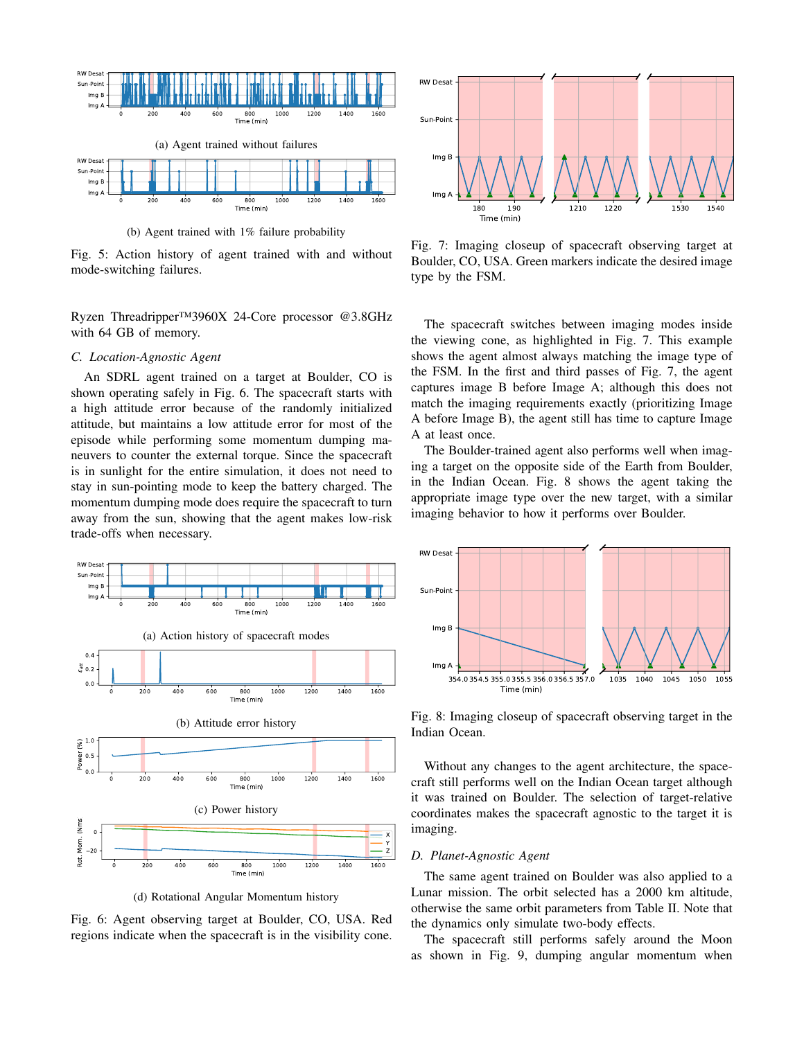(a) Agent trained without failures

(b) Agent trained with 1% failure probability

Fig. 5: Action history of agent trained with and without mode-switching failures.

Ryzen Threadripper™3960X 24-Core processor @3.8GHz with 64 GB of memory.

### C. Location-Agnostic Agent

An SDRL agent trained on a target at Boulder, CO is shown operating safely in Fig. 6. The spacecraft starts with a high attitude error because of the randomly initialized attitude, but maintains a low attitude error for most of the episode while performing some momentum dumping maneuvers to counter the external torque. Since the spacecraft is in sunlight for the entire simulation, it does not need to stay in sun-pointing mode to keep the battery charged. The momentum dumping mode does require the spacecraft to turn away from the sun, showing that the agent makes low-risk trade-offs when necessary.

(a) Action history of spacecraft modes

(b) Attitude error history

(c) Power history

(d) Rotational Angular Momentum history

Fig. 6: Agent observing target at Boulder, CO, USA. Red regions indicate when the spacecraft is in the visibility cone.

Fig. 7: Imaging closeup of spacecraft observing target at Boulder, CO, USA. Green markers indicate the desired image type by the FSM.

The spacecraft switches between imaging modes inside the viewing cone, as highlighted in Fig. 7. This example shows the agent almost always matching the image type of the FSM. In the first and third passes of Fig. 7, the agent captures image B before Image A; although this does not match the imaging requirements exactly (prioritizing Image A before Image B), the agent still has time to capture Image A at least once.

The Boulder-trained agent also performs well when imaging a target on the opposite side of the Earth from Boulder, in the Indian Ocean. Fig. 8 shows the agent taking the appropriate image type over the new target, with a similar imaging behavior to how it performs over Boulder.

Fig. 8: Imaging closeup of spacecraft observing target in the Indian Ocean.

Without any changes to the agent architecture, the spacecraft still performs well on the Indian Ocean target although it was trained on Boulder. The selection of target-relative coordinates makes the spacecraft agnostic to the target it is imaging.

### D. Planet-Agnostic Agent

The same agent trained on Boulder was also applied to a Lunar mission. The orbit selected has a 2000 km altitude, otherwise the same orbit parameters from Table II. Note that the dynamics only simulate two-body effects.

The spacecraft still performs safely around the Moon as shown in Fig. 9, dumping angular momentum when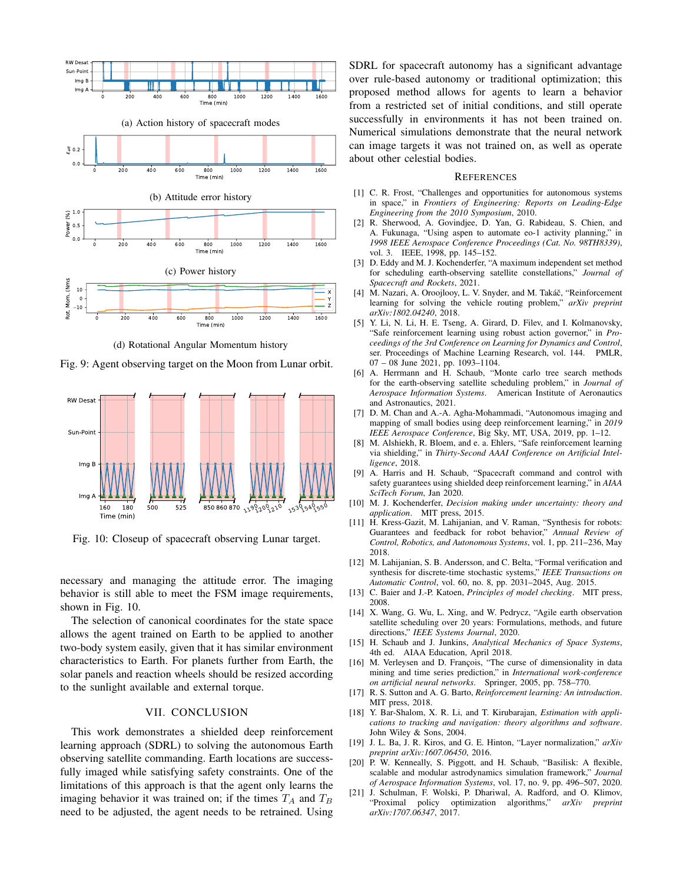RW Desat
Sun-Point
Img B
Img A
0 200 400 600 800 1000 1200 1400 1600
Time (min)

(a) Action history of spacecraft modes

$\varepsilon_{att}$
0.2
0.0
0 200 400 600 800 1000 1200 1400 1600
Time (min)

(b) Attitude error history

Power (%)
1.0
0.5
0.0
0 200 400 600 800 1000 1200 1400 1600
Time (min)

(c) Power history

Rot. Mom. (Nms)
10
0
−10
0 200 400 600 800 1000 1200 1400 1600
Time (min)
X
Y
Z

(d) Rotational Angular Momentum history

Fig. 9: Agent observing target on the Moon from Lunar orbit.

RW Desat
Sun-Point
Img B
Img A
160 180
500 525
850 860 870
1190 1200 1210
1530 1540 1550
Time (min)

Fig. 10: Closeup of spacecraft observing Lunar target.

necessary and managing the attitude error. The imaging behavior is still able to meet the FSM image requirements, shown in Fig. 10.

The selection of canonical coordinates for the state space allows the agent trained on Earth to be applied to another two-body system easily, given that it has similar environment characteristics to Earth. For planets further from Earth, the solar panels and reaction wheels should be resized according to the sunlight available and external torque.

## VII. Conclusion

This work demonstrates a shielded deep reinforcement learning approach (SDRL) to solving the autonomous Earth observing satellite commanding. Earth locations are successfully imaged while satisfying safety constraints. One of the limitations of this approach is that the agent only learns the imaging behavior it was trained on; if the times $T_A$ and $T_B$ need to be adjusted, the agent needs to be retrained. Using SDRL for spacecraft autonomy has a significant advantage over rule-based autonomy or traditional optimization; this proposed method allows for agents to learn a behavior from a restricted set of initial conditions, and still operate successfully in environments it has not been trained on. Numerical simulations demonstrate that the neural network can image targets it was not trained on, as well as operate about other celestial bodies.

## References

[1] C. R. Frost, "Challenges and opportunities for autonomous systems in space," in *Frontiers of Engineering: Reports on Leading-Edge Engineering from the 2010 Symposium*, 2010.

[2] R. Sherwood, A. Govindjee, D. Yan, G. Rabideau, S. Chien, and A. Fukunaga, "Using aspen to automate eo-1 activity planning," in *1998 IEEE Aerospace Conference Proceedings (Cat. No. 98TH8339)*, vol. 3. IEEE, 1998, pp. 145–152.

[3] D. Eddy and M. J. Kochenderfer, "A maximum independent set method for scheduling earth-observing satellite constellations," *Journal of Spacecraft and Rockets*, 2021.

[4] M. Nazari, A. Oroojlooy, L. V. Snyder, and M. Takáč, "Reinforcement learning for solving the vehicle routing problem," *arXiv preprint arXiv:1802.04240*, 2018.

[5] Y. Li, N. Li, H. E. Tseng, A. Girard, D. Filev, and I. Kolmanovsky, "Safe reinforcement learning using robust action governor," in *Proceedings of the 3rd Conference on Learning for Dynamics and Control*, ser. Proceedings of Machine Learning Research, vol. 144. PMLR, 07 – 08 June 2021, pp. 1093–1104.

[6] A. Herrmann and H. Schaub, "Monte carlo tree search methods for the earth-observing satellite scheduling problem," in *Journal of Aerospace Information Systems*. American Institute of Aeronautics and Astronautics, 2021.

[7] D. M. Chan and A.-A. Agha-Mohammadi, "Autonomous imaging and mapping of small bodies using deep reinforcement learning," in *2019 IEEE Aerospace Conference*, Big Sky, MT, USA, 2019, pp. 1–12.

[8] M. Alshiekh, R. Bloem, and e. a. Ehlers, "Safe reinforcement learning via shielding," in *Thirty-Second AAAI Conference on Artificial Intelligence*, 2018.

[9] A. Harris and H. Schaub, "Spacecraft command and control with safety guarantees using shielded deep reinforcement learning," in *AIAA SciTech Forum*, Jan 2020.

[10] M. J. Kochenderfer, *Decision making under uncertainty: theory and application*. MIT press, 2015.

[11] H. Kress-Gazit, M. Lahijanian, and V. Raman, "Synthesis for robots: Guarantees and feedback for robot behavior," *Annual Review of Control, Robotics, and Autonomous Systems*, vol. 1, pp. 211–236, May 2018.

[12] M. Lahijanian, S. B. Andersson, and C. Belta, "Formal verification and synthesis for discrete-time stochastic systems," *IEEE Transactions on Automatic Control*, vol. 60, no. 8, pp. 2031–2045, Aug. 2015.

[13] C. Baier and J.-P. Katoen, *Principles of model checking*. MIT press, 2008.

[14] X. Wang, G. Wu, L. Xing, and W. Pedrycz, "Agile earth observation satellite scheduling over 20 years: Formulations, methods, and future directions," *IEEE Systems Journal*, 2020.

[15] H. Schaub and J. Junkins, *Analytical Mechanics of Space Systems*, 4th ed. AIAA Education, April 2018.

[16] M. Verleysen and D. François, "The curse of dimensionality in data mining and time series prediction," in *International work-conference on artificial neural networks*. Springer, 2005, pp. 758–770.

[17] R. S. Sutton and A. G. Barto, *Reinforcement learning: An introduction*. MIT press, 2018.

[18] Y. Bar-Shalom, X. R. Li, and T. Kirubarajan, *Estimation with applications to tracking and navigation: theory algorithms and software*. John Wiley & Sons, 2004.

[19] J. L. Ba, J. R. Kiros, and G. E. Hinton, "Layer normalization," *arXiv preprint arXiv:1607.06450*, 2016.

[20] P. W. Kenneally, S. Piggott, and H. Schaub, "Basilisk: A flexible, scalable and modular astrodynamics simulation framework," *Journal of Aerospace Information Systems*, vol. 17, no. 9, pp. 496–507, 2020.

[21] J. Schulman, F. Wolski, P. Dhariwal, A. Radford, and O. Klimov, "Proximal policy optimization algorithms," *arXiv preprint arXiv:1707.06347*, 2017.